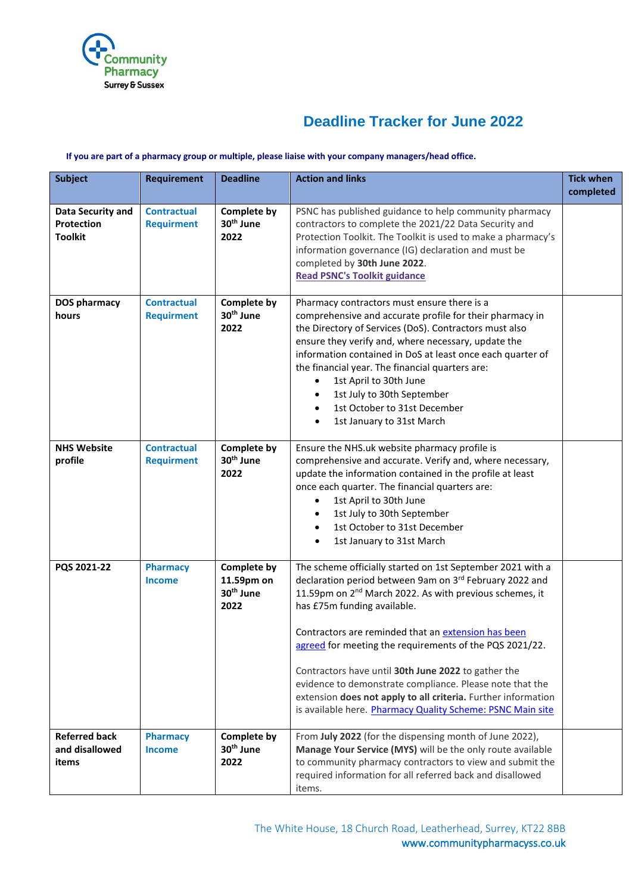# Deadline Tracker for June 2022

**If you are part of a pharmacy group or multiple, please liaise with your company managers/head office.**

| Subject | Requirement | Deadline | Action and links | Tick when completed |
|---|---|---|---|---|
| **Data Security and Protection Toolkit** | **Contractual Requirment** | **Complete by 30th June 2022** | PSNC has published guidance to help community pharmacy contractors to complete the 2021/22 Data Security and Protection Toolkit. The Toolkit is used to make a pharmacy's information governance (IG) declaration and must be completed by **30th June 2022**. **Read PSNC's Toolkit guidance** | |
| **DOS pharmacy hours** | **Contractual Requirment** | **Complete by 30th June 2022** | Pharmacy contractors must ensure there is a comprehensive and accurate profile for their pharmacy in the Directory of Services (DoS). Contractors must also ensure they verify and, where necessary, update the information contained in DoS at least once each quarter of the financial year. The financial quarters are: <br>• 1st April to 30th June <br>• 1st July to 30th September <br>• 1st October to 31st December <br>• 1st January to 31st March | |
| **NHS Website profile** | **Contractual Requirment** | **Complete by 30th June 2022** | Ensure the NHS.uk website pharmacy profile is comprehensive and accurate. Verify and, where necessary, update the information contained in the profile at least once each quarter. The financial quarters are: <br>• 1st April to 30th June <br>• 1st July to 30th September <br>• 1st October to 31st December <br>• 1st January to 31st March | |
| **PQS 2021-22** | **Pharmacy Income** | **Complete by 11.59pm on 30th June 2022** | The scheme officially started on 1st September 2021 with a declaration period between 9am on 3rd February 2022 and 11.59pm on 2nd March 2022. As with previous schemes, it has £75m funding available. <br><br>Contractors are reminded that an extension has been agreed for meeting the requirements of the PQS 2021/22. <br><br>Contractors have until **30th June 2022** to gather the evidence to demonstrate compliance. Please note that the extension **does not apply to all criteria.** Further information is available here. Pharmacy Quality Scheme: PSNC Main site | |
| **Referred back and disallowed items** | **Pharmacy Income** | **Complete by 30th June 2022** | From **July 2022** (for the dispensing month of June 2022), **Manage Your Service (MYS)** will be the only route available to community pharmacy contractors to view and submit the required information for all referred back and disallowed items. | |

The White House, 18 Church Road, Leatherhead, Surrey, KT22 8BB
www.communitypharmacyss.co.uk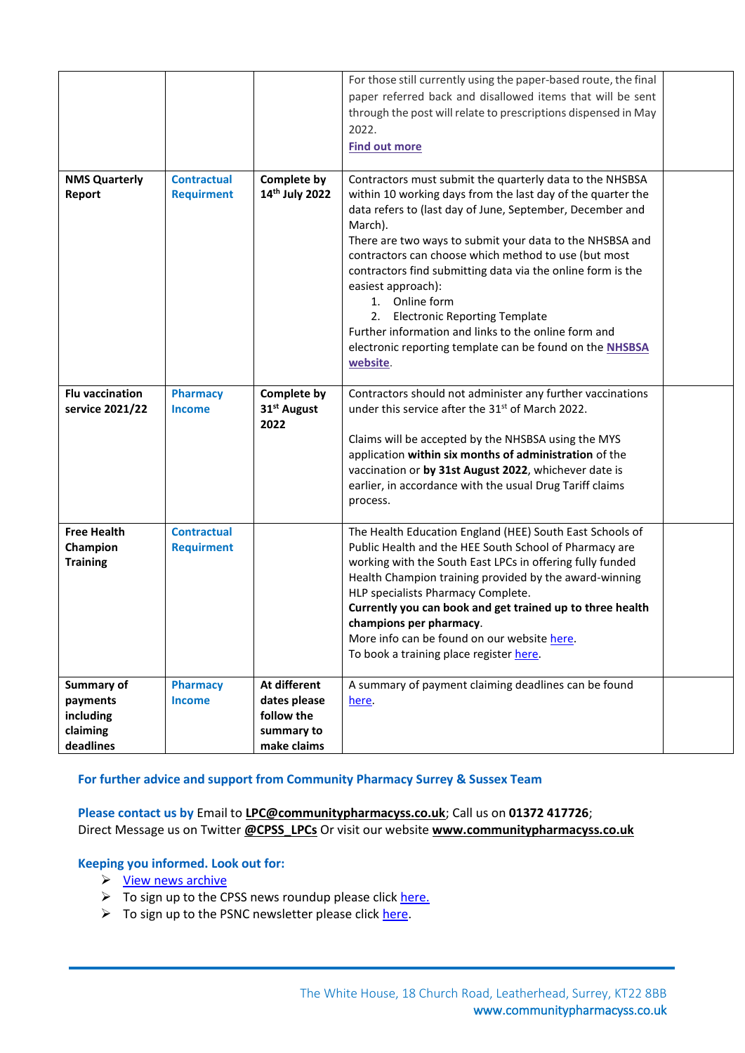| | | | | |
|---|---|---|---|---|
| | | | For those still currently using the paper-based route, the final paper referred back and disallowed items that will be sent through the post will relate to prescriptions dispensed in May 2022.<br>**Find out more** | |
| **NMS Quarterly Report** | **Contractual Requirment** | **Complete by 14th July 2022** | Contractors must submit the quarterly data to the NHSBSA within 10 working days from the last day of the quarter the data refers to (last day of June, September, December and March).<br>There are two ways to submit your data to the NHSBSA and contractors can choose which method to use (but most contractors find submitting data via the online form is the easiest approach):<br>1. Online form<br>2. Electronic Reporting Template<br>Further information and links to the online form and electronic reporting template can be found on the **NHSBSA website**. | |
| **Flu vaccination service 2021/22** | **Pharmacy Income** | **Complete by 31st August 2022** | Contractors should not administer any further vaccinations under this service after the 31st of March 2022.<br><br>Claims will be accepted by the NHSBSA using the MYS application **within six months of administration** of the vaccination or **by 31st August 2022**, whichever date is earlier, in accordance with the usual Drug Tariff claims process. | |
| **Free Health Champion Training** | **Contractual Requirment** | | The Health Education England (HEE) South East Schools of Public Health and the HEE South School of Pharmacy are working with the South East LPCs in offering fully funded Health Champion training provided by the award-winning HLP specialists Pharmacy Complete.<br>**Currently you can book and get trained up to three health champions per pharmacy**.<br>More info can be found on our website here.<br>To book a training place register here. | |
| **Summary of payments including claiming deadlines** | **Pharmacy Income** | **At different dates please follow the summary to make claims** | A summary of payment claiming deadlines can be found here. | |

**For further advice and support from Community Pharmacy Surrey & Sussex Team**

**Please contact us by** Email to **LPC@communitypharmacyss.co.uk**; Call us on **01372 417726**;
Direct Message us on Twitter **@CPSS_LPCs** Or visit our website **www.communitypharmacyss.co.uk**

**Keeping you informed. Look out for:**

- View news archive
- To sign up to the CPSS news roundup please click here.
- To sign up to the PSNC newsletter please click here.

The White House, 18 Church Road, Leatherhead, Surrey, KT22 8BB
www.communitypharmacyss.co.uk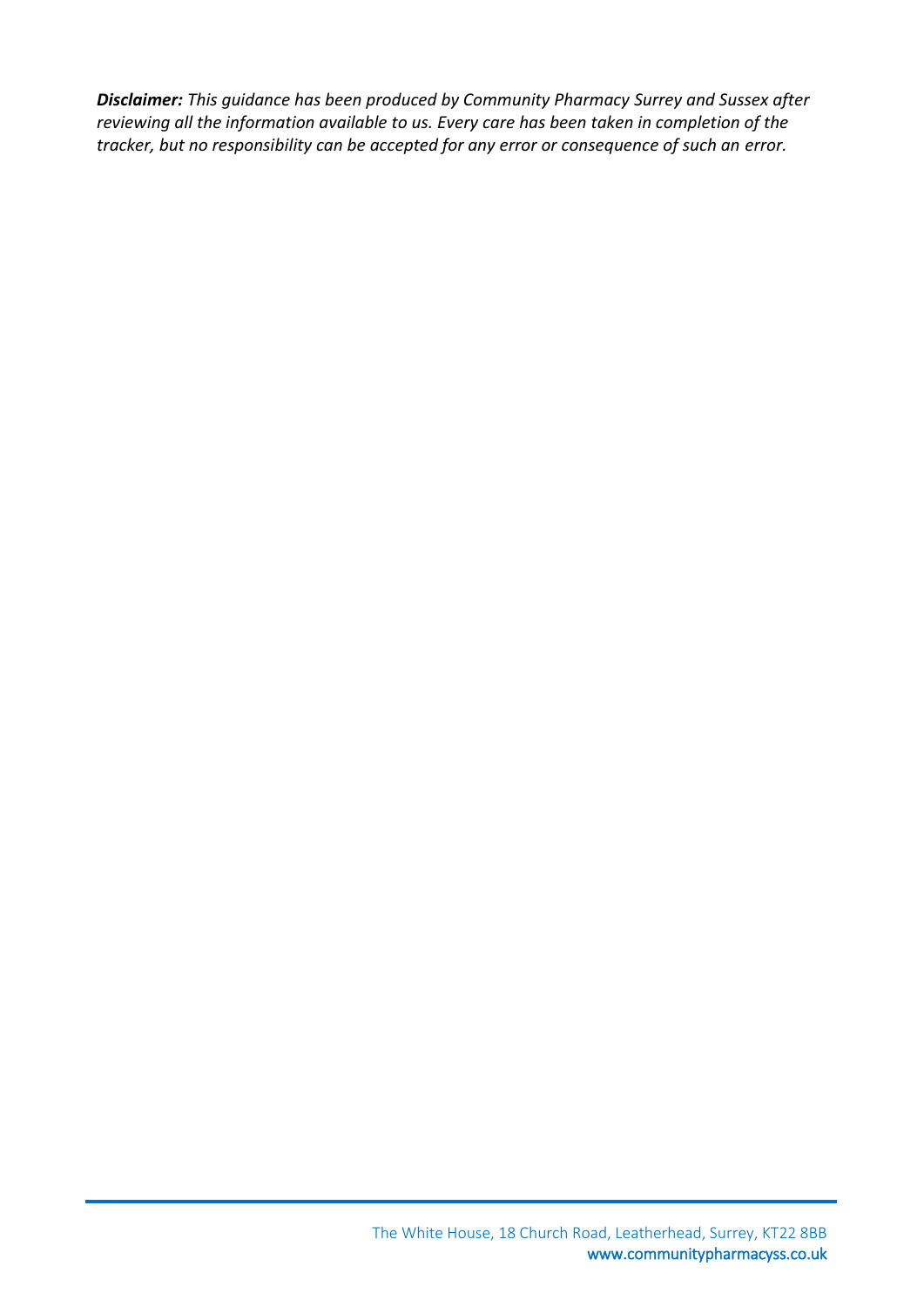***Disclaimer:*** *This guidance has been produced by Community Pharmacy Surrey and Sussex after reviewing all the information available to us. Every care has been taken in completion of the tracker, but no responsibility can be accepted for any error or consequence of such an error.*